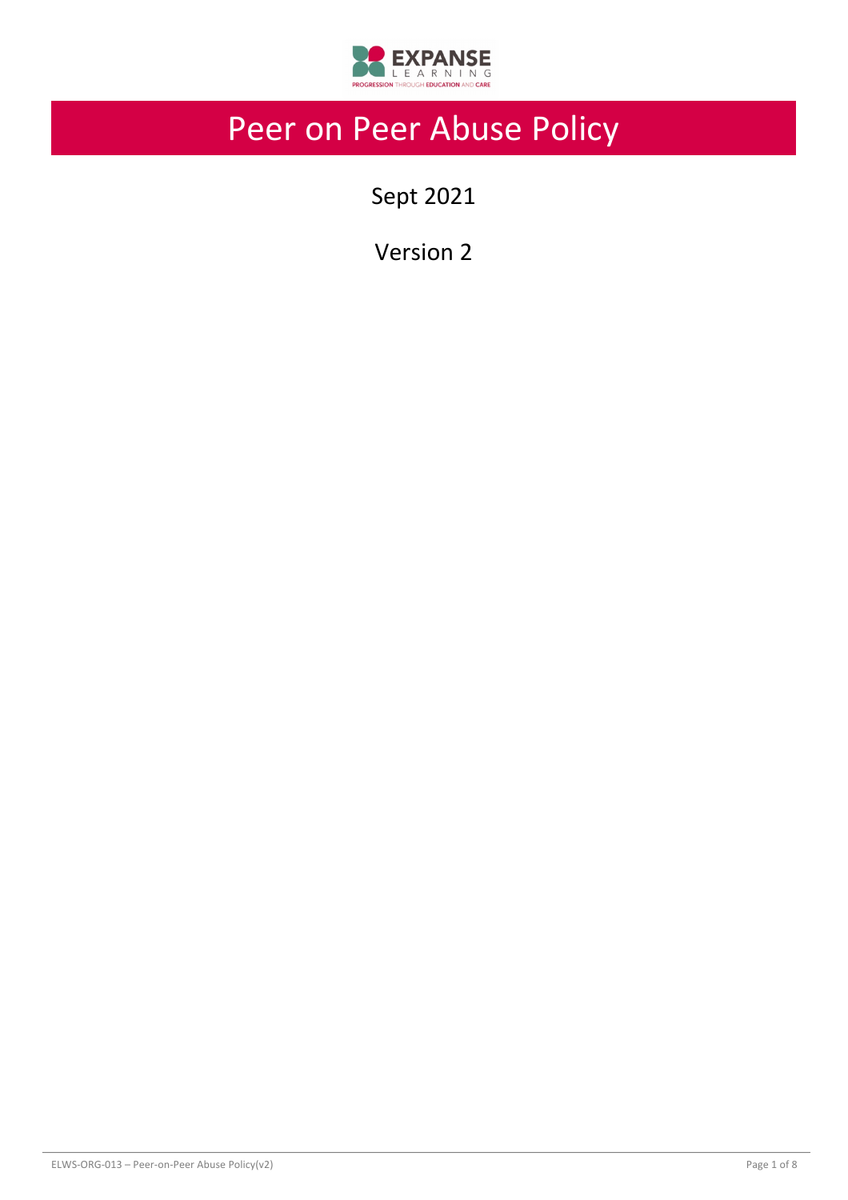# Peer on Peer Abuse Policy

Sept 2021

Version 2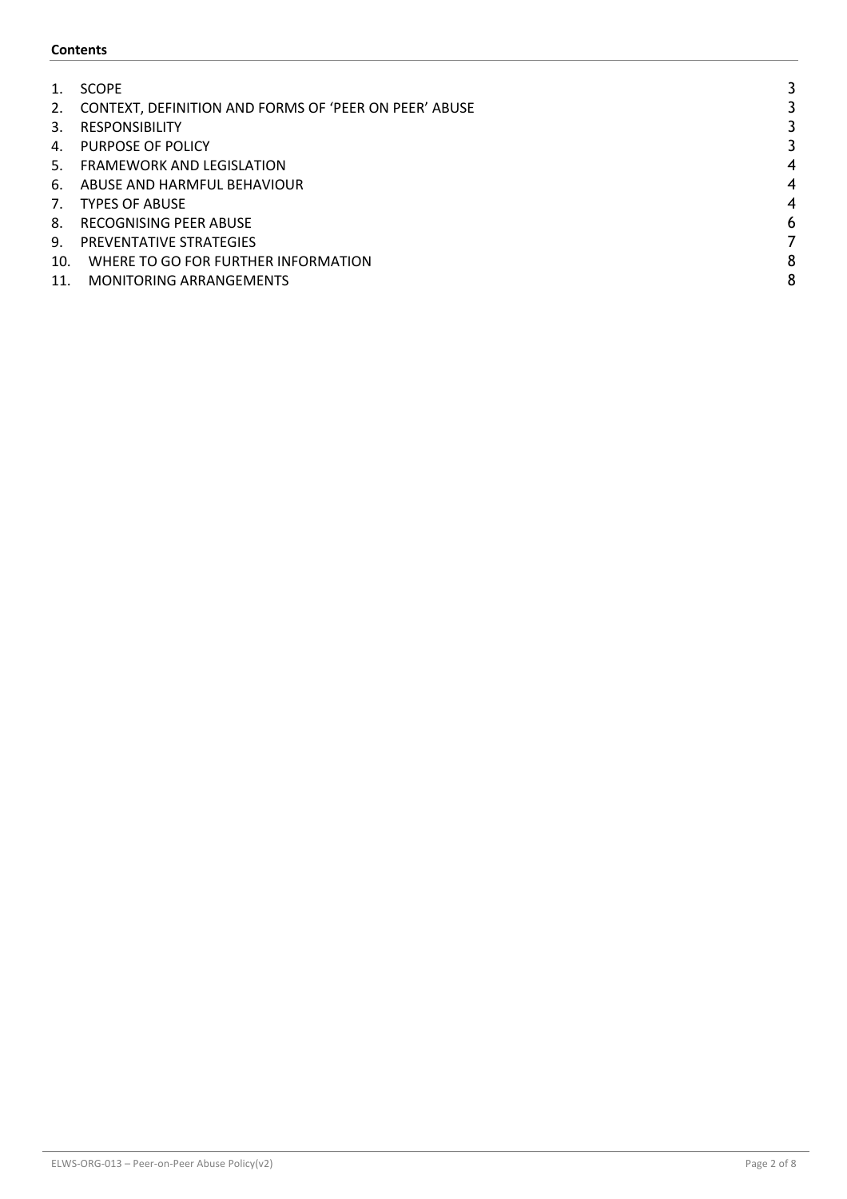**Contents**

| | | |
|---|---|---|
| 1. | SCOPE | 3 |
| 2. | CONTEXT, DEFINITION AND FORMS OF 'PEER ON PEER' ABUSE | 3 |
| 3. | RESPONSIBILITY | 3 |
| 4. | PURPOSE OF POLICY | 3 |
| 5. | FRAMEWORK AND LEGISLATION | 4 |
| 6. | ABUSE AND HARMFUL BEHAVIOUR | 4 |
| 7. | TYPES OF ABUSE | 4 |
| 8. | RECOGNISING PEER ABUSE | 6 |
| 9. | PREVENTATIVE STRATEGIES | 7 |
| 10. | WHERE TO GO FOR FURTHER INFORMATION | 8 |
| 11. | MONITORING ARRANGEMENTS | 8 |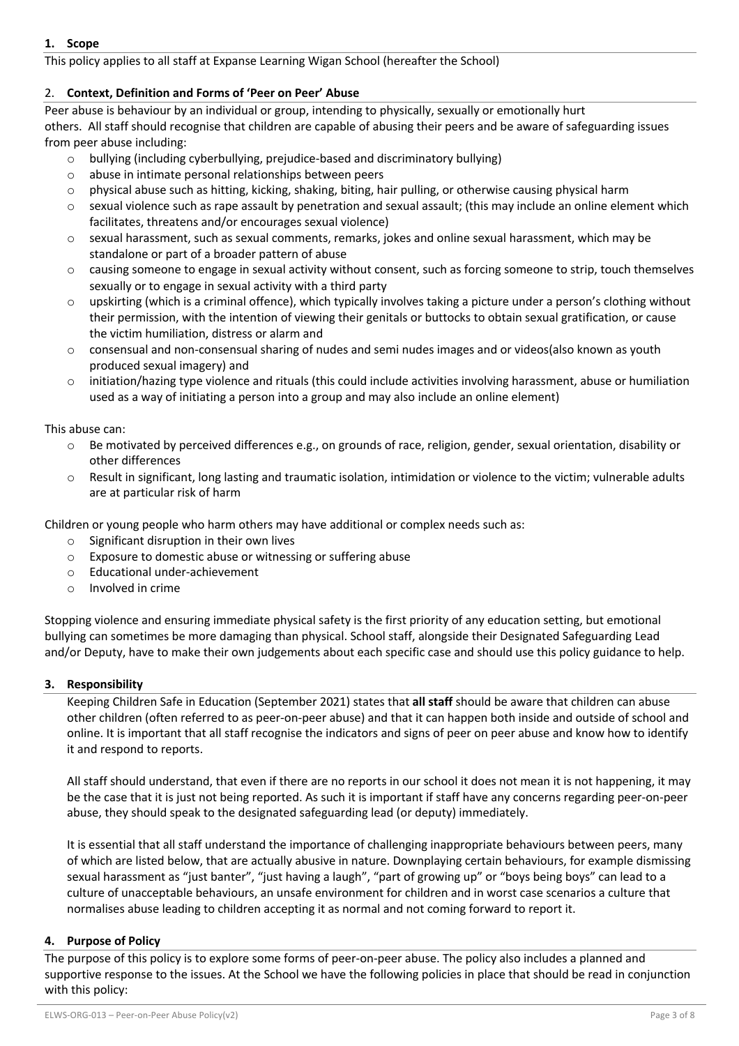## 1. Scope

This policy applies to all staff at Expanse Learning Wigan School (hereafter the School)

## 2. Context, Definition and Forms of 'Peer on Peer' Abuse

Peer abuse is behaviour by an individual or group, intending to physically, sexually or emotionally hurt others. All staff should recognise that children are capable of abusing their peers and be aware of safeguarding issues from peer abuse including:

- bullying (including cyberbullying, prejudice-based and discriminatory bullying)
- abuse in intimate personal relationships between peers
- physical abuse such as hitting, kicking, shaking, biting, hair pulling, or otherwise causing physical harm
- sexual violence such as rape assault by penetration and sexual assault; (this may include an online element which facilitates, threatens and/or encourages sexual violence)
- sexual harassment, such as sexual comments, remarks, jokes and online sexual harassment, which may be standalone or part of a broader pattern of abuse
- causing someone to engage in sexual activity without consent, such as forcing someone to strip, touch themselves sexually or to engage in sexual activity with a third party
- upskirting (which is a criminal offence), which typically involves taking a picture under a person's clothing without their permission, with the intention of viewing their genitals or buttocks to obtain sexual gratification, or cause the victim humiliation, distress or alarm and
- consensual and non-consensual sharing of nudes and semi nudes images and or videos(also known as youth produced sexual imagery) and
- initiation/hazing type violence and rituals (this could include activities involving harassment, abuse or humiliation used as a way of initiating a person into a group and may also include an online element)

This abuse can:

- Be motivated by perceived differences e.g., on grounds of race, religion, gender, sexual orientation, disability or other differences
- Result in significant, long lasting and traumatic isolation, intimidation or violence to the victim; vulnerable adults are at particular risk of harm

Children or young people who harm others may have additional or complex needs such as:

- Significant disruption in their own lives
- Exposure to domestic abuse or witnessing or suffering abuse
- Educational under-achievement
- Involved in crime

Stopping violence and ensuring immediate physical safety is the first priority of any education setting, but emotional bullying can sometimes be more damaging than physical. School staff, alongside their Designated Safeguarding Lead and/or Deputy, have to make their own judgements about each specific case and should use this policy guidance to help.

## 3. Responsibility

Keeping Children Safe in Education (September 2021) states that **all staff** should be aware that children can abuse other children (often referred to as peer-on-peer abuse) and that it can happen both inside and outside of school and online. It is important that all staff recognise the indicators and signs of peer on peer abuse and know how to identify it and respond to reports.

All staff should understand, that even if there are no reports in our school it does not mean it is not happening, it may be the case that it is just not being reported. As such it is important if staff have any concerns regarding peer-on-peer abuse, they should speak to the designated safeguarding lead (or deputy) immediately.

It is essential that all staff understand the importance of challenging inappropriate behaviours between peers, many of which are listed below, that are actually abusive in nature. Downplaying certain behaviours, for example dismissing sexual harassment as "just banter", "just having a laugh", "part of growing up" or "boys being boys" can lead to a culture of unacceptable behaviours, an unsafe environment for children and in worst case scenarios a culture that normalises abuse leading to children accepting it as normal and not coming forward to report it.

## 4. Purpose of Policy

The purpose of this policy is to explore some forms of peer-on-peer abuse. The policy also includes a planned and supportive response to the issues. At the School we have the following policies in place that should be read in conjunction with this policy: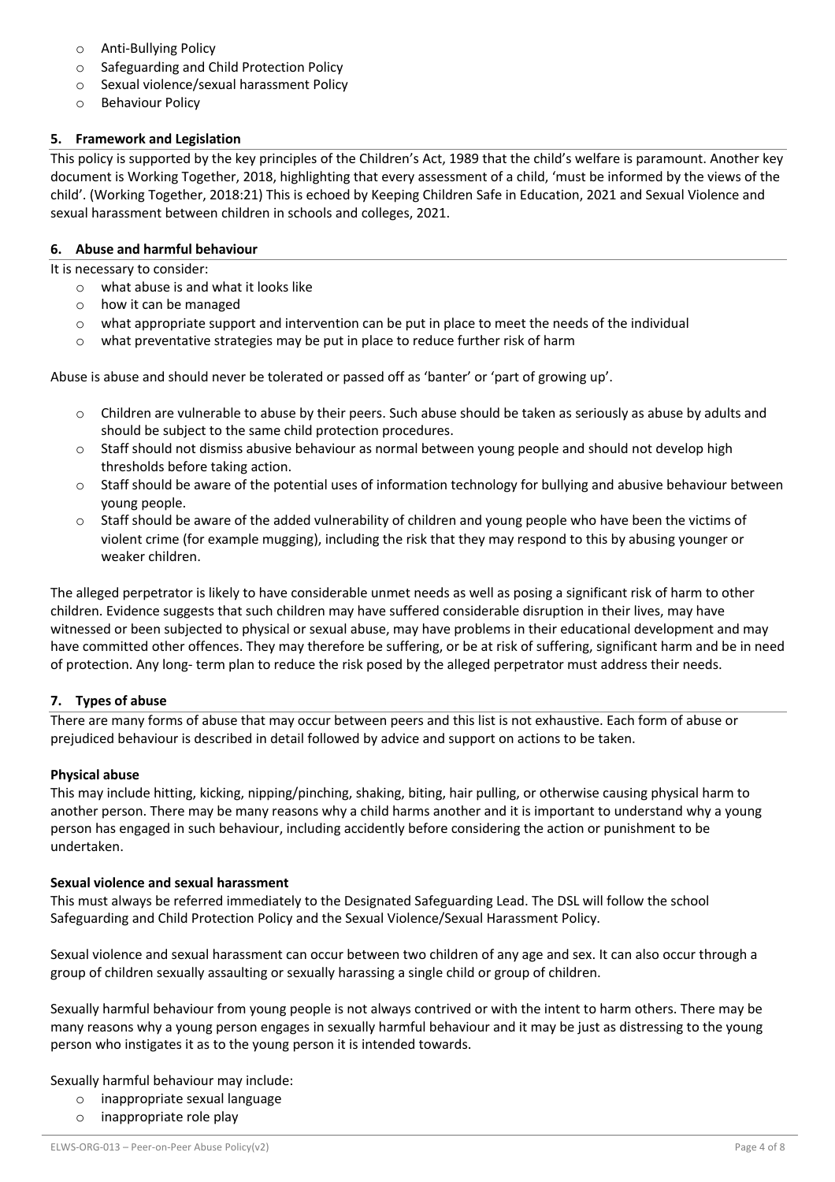- Anti-Bullying Policy
- Safeguarding and Child Protection Policy
- Sexual violence/sexual harassment Policy
- Behaviour Policy

## 5. Framework and Legislation

This policy is supported by the key principles of the Children's Act, 1989 that the child's welfare is paramount. Another key document is Working Together, 2018, highlighting that every assessment of a child, 'must be informed by the views of the child'. (Working Together, 2018:21) This is echoed by Keeping Children Safe in Education, 2021 and Sexual Violence and sexual harassment between children in schools and colleges, 2021.

## 6. Abuse and harmful behaviour

It is necessary to consider:

- what abuse is and what it looks like
- how it can be managed
- what appropriate support and intervention can be put in place to meet the needs of the individual
- what preventative strategies may be put in place to reduce further risk of harm

Abuse is abuse and should never be tolerated or passed off as 'banter' or 'part of growing up'.

- Children are vulnerable to abuse by their peers. Such abuse should be taken as seriously as abuse by adults and should be subject to the same child protection procedures.
- Staff should not dismiss abusive behaviour as normal between young people and should not develop high thresholds before taking action.
- Staff should be aware of the potential uses of information technology for bullying and abusive behaviour between young people.
- Staff should be aware of the added vulnerability of children and young people who have been the victims of violent crime (for example mugging), including the risk that they may respond to this by abusing younger or weaker children.

The alleged perpetrator is likely to have considerable unmet needs as well as posing a significant risk of harm to other children. Evidence suggests that such children may have suffered considerable disruption in their lives, may have witnessed or been subjected to physical or sexual abuse, may have problems in their educational development and may have committed other offences. They may therefore be suffering, or be at risk of suffering, significant harm and be in need of protection. Any long- term plan to reduce the risk posed by the alleged perpetrator must address their needs.

## 7. Types of abuse

There are many forms of abuse that may occur between peers and this list is not exhaustive. Each form of abuse or prejudiced behaviour is described in detail followed by advice and support on actions to be taken.

**Physical abuse**

This may include hitting, kicking, nipping/pinching, shaking, biting, hair pulling, or otherwise causing physical harm to another person. There may be many reasons why a child harms another and it is important to understand why a young person has engaged in such behaviour, including accidently before considering the action or punishment to be undertaken.

**Sexual violence and sexual harassment**

This must always be referred immediately to the Designated Safeguarding Lead. The DSL will follow the school Safeguarding and Child Protection Policy and the Sexual Violence/Sexual Harassment Policy.

Sexual violence and sexual harassment can occur between two children of any age and sex. It can also occur through a group of children sexually assaulting or sexually harassing a single child or group of children.

Sexually harmful behaviour from young people is not always contrived or with the intent to harm others. There may be many reasons why a young person engages in sexually harmful behaviour and it may be just as distressing to the young person who instigates it as to the young person it is intended towards.

Sexually harmful behaviour may include:

- inappropriate sexual language
- inappropriate role play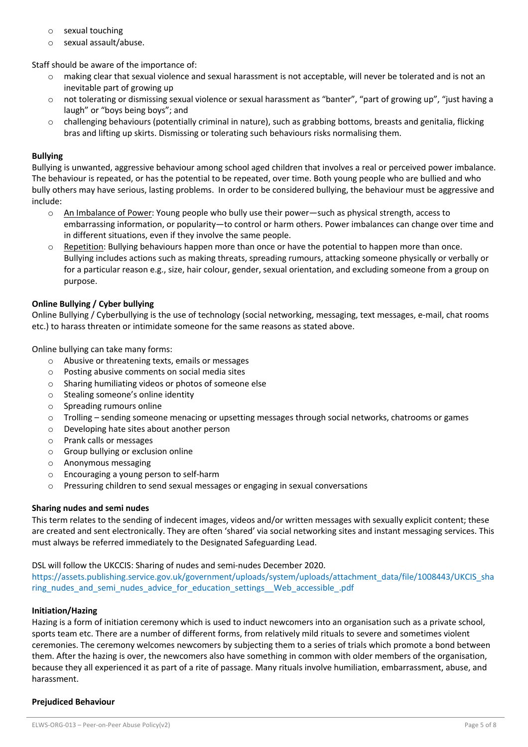- sexual touching
- sexual assault/abuse.

Staff should be aware of the importance of:

- making clear that sexual violence and sexual harassment is not acceptable, will never be tolerated and is not an inevitable part of growing up
- not tolerating or dismissing sexual violence or sexual harassment as "banter", "part of growing up", "just having a laugh" or "boys being boys"; and
- challenging behaviours (potentially criminal in nature), such as grabbing bottoms, breasts and genitalia, flicking bras and lifting up skirts. Dismissing or tolerating such behaviours risks normalising them.

**Bullying**

Bullying is unwanted, aggressive behaviour among school aged children that involves a real or perceived power imbalance. The behaviour is repeated, or has the potential to be repeated, over time. Both young people who are bullied and who bully others may have serious, lasting problems. In order to be considered bullying, the behaviour must be aggressive and include:

- An Imbalance of Power: Young people who bully use their power—such as physical strength, access to embarrassing information, or popularity—to control or harm others. Power imbalances can change over time and in different situations, even if they involve the same people.
- Repetition: Bullying behaviours happen more than once or have the potential to happen more than once. Bullying includes actions such as making threats, spreading rumours, attacking someone physically or verbally or for a particular reason e.g., size, hair colour, gender, sexual orientation, and excluding someone from a group on purpose.

**Online Bullying / Cyber bullying**

Online Bullying / Cyberbullying is the use of technology (social networking, messaging, text messages, e-mail, chat rooms etc.) to harass threaten or intimidate someone for the same reasons as stated above.

Online bullying can take many forms:

- Abusive or threatening texts, emails or messages
- Posting abusive comments on social media sites
- Sharing humiliating videos or photos of someone else
- Stealing someone's online identity
- Spreading rumours online
- Trolling – sending someone menacing or upsetting messages through social networks, chatrooms or games
- Developing hate sites about another person
- Prank calls or messages
- Group bullying or exclusion online
- Anonymous messaging
- Encouraging a young person to self-harm
- Pressuring children to send sexual messages or engaging in sexual conversations

**Sharing nudes and semi nudes**

This term relates to the sending of indecent images, videos and/or written messages with sexually explicit content; these are created and sent electronically. They are often 'shared' via social networking sites and instant messaging services. This must always be referred immediately to the Designated Safeguarding Lead.

DSL will follow the UKCCIS: Sharing of nudes and semi-nudes December 2020.
https://assets.publishing.service.gov.uk/government/uploads/system/uploads/attachment_data/file/1008443/UKCIS_sharing_nudes_and_semi_nudes_advice_for_education_settings__Web_accessible_.pdf

**Initiation/Hazing**

Hazing is a form of initiation ceremony which is used to induct newcomers into an organisation such as a private school, sports team etc. There are a number of different forms, from relatively mild rituals to severe and sometimes violent ceremonies. The ceremony welcomes newcomers by subjecting them to a series of trials which promote a bond between them. After the hazing is over, the newcomers also have something in common with older members of the organisation, because they all experienced it as part of a rite of passage. Many rituals involve humiliation, embarrassment, abuse, and harassment.

**Prejudiced Behaviour**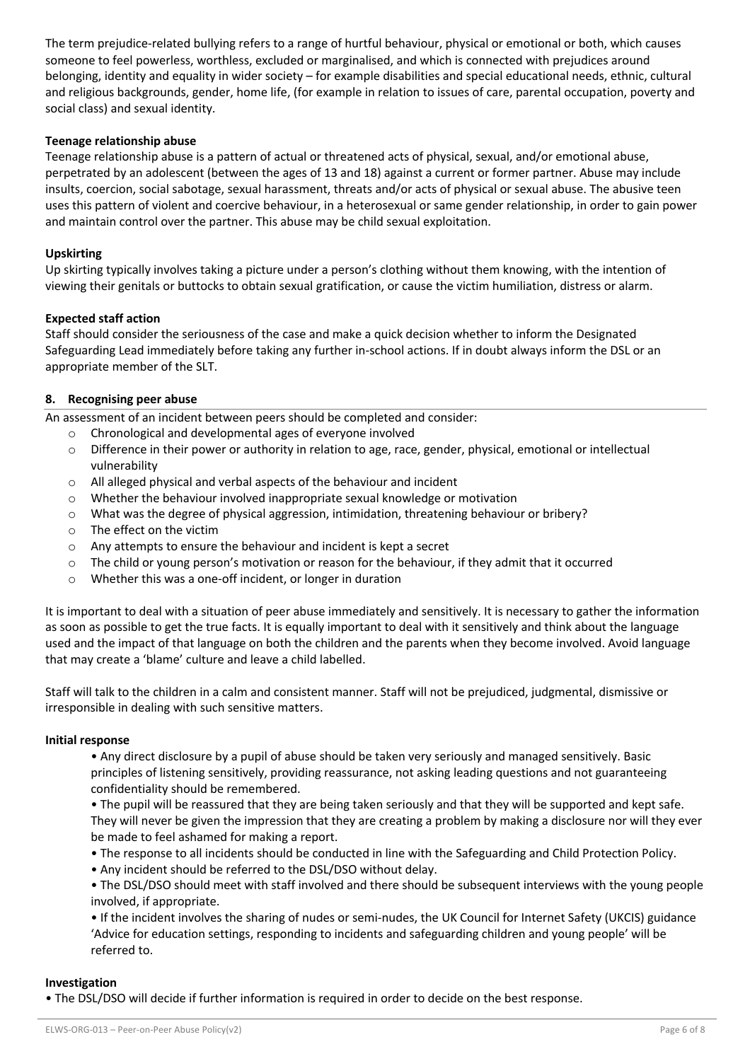The term prejudice-related bullying refers to a range of hurtful behaviour, physical or emotional or both, which causes someone to feel powerless, worthless, excluded or marginalised, and which is connected with prejudices around belonging, identity and equality in wider society – for example disabilities and special educational needs, ethnic, cultural and religious backgrounds, gender, home life, (for example in relation to issues of care, parental occupation, poverty and social class) and sexual identity.

**Teenage relationship abuse**

Teenage relationship abuse is a pattern of actual or threatened acts of physical, sexual, and/or emotional abuse, perpetrated by an adolescent (between the ages of 13 and 18) against a current or former partner. Abuse may include insults, coercion, social sabotage, sexual harassment, threats and/or acts of physical or sexual abuse. The abusive teen uses this pattern of violent and coercive behaviour, in a heterosexual or same gender relationship, in order to gain power and maintain control over the partner. This abuse may be child sexual exploitation.

**Upskirting**

Up skirting typically involves taking a picture under a person's clothing without them knowing, with the intention of viewing their genitals or buttocks to obtain sexual gratification, or cause the victim humiliation, distress or alarm.

**Expected staff action**

Staff should consider the seriousness of the case and make a quick decision whether to inform the Designated Safeguarding Lead immediately before taking any further in-school actions. If in doubt always inform the DSL or an appropriate member of the SLT.

## 8. Recognising peer abuse

An assessment of an incident between peers should be completed and consider:

- Chronological and developmental ages of everyone involved
- Difference in their power or authority in relation to age, race, gender, physical, emotional or intellectual vulnerability
- All alleged physical and verbal aspects of the behaviour and incident
- Whether the behaviour involved inappropriate sexual knowledge or motivation
- What was the degree of physical aggression, intimidation, threatening behaviour or bribery?
- The effect on the victim
- Any attempts to ensure the behaviour and incident is kept a secret
- The child or young person's motivation or reason for the behaviour, if they admit that it occurred
- Whether this was a one-off incident, or longer in duration

It is important to deal with a situation of peer abuse immediately and sensitively. It is necessary to gather the information as soon as possible to get the true facts. It is equally important to deal with it sensitively and think about the language used and the impact of that language on both the children and the parents when they become involved. Avoid language that may create a 'blame' culture and leave a child labelled.

Staff will talk to the children in a calm and consistent manner. Staff will not be prejudiced, judgmental, dismissive or irresponsible in dealing with such sensitive matters.

**Initial response**

- Any direct disclosure by a pupil of abuse should be taken very seriously and managed sensitively. Basic principles of listening sensitively, providing reassurance, not asking leading questions and not guaranteeing confidentiality should be remembered.
- The pupil will be reassured that they are being taken seriously and that they will be supported and kept safe. They will never be given the impression that they are creating a problem by making a disclosure nor will they ever be made to feel ashamed for making a report.
- The response to all incidents should be conducted in line with the Safeguarding and Child Protection Policy.
- Any incident should be referred to the DSL/DSO without delay.
- The DSL/DSO should meet with staff involved and there should be subsequent interviews with the young people involved, if appropriate.
- If the incident involves the sharing of nudes or semi-nudes, the UK Council for Internet Safety (UKCIS) guidance 'Advice for education settings, responding to incidents and safeguarding children and young people' will be referred to.

**Investigation**

- The DSL/DSO will decide if further information is required in order to decide on the best response.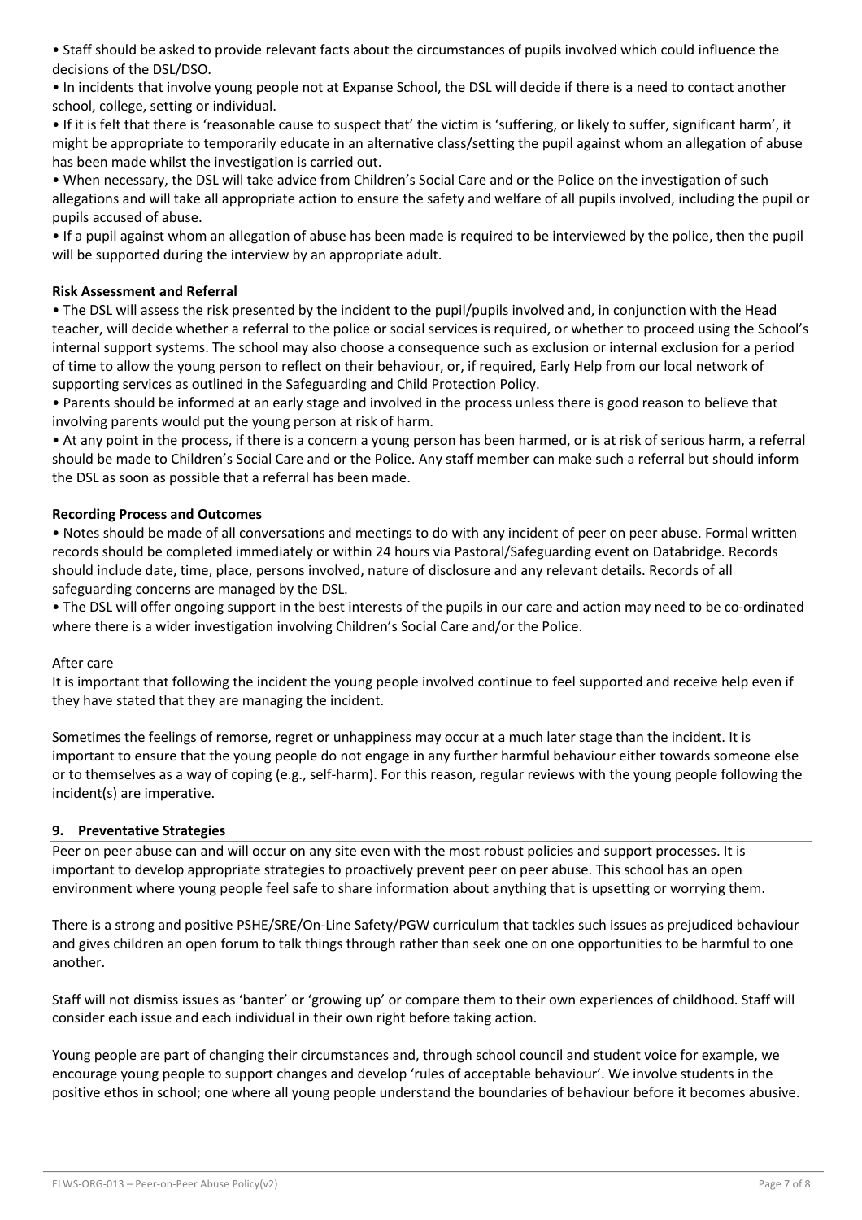- Staff should be asked to provide relevant facts about the circumstances of pupils involved which could influence the decisions of the DSL/DSO.
- In incidents that involve young people not at Expanse School, the DSL will decide if there is a need to contact another school, college, setting or individual.
- If it is felt that there is 'reasonable cause to suspect that' the victim is 'suffering, or likely to suffer, significant harm', it might be appropriate to temporarily educate in an alternative class/setting the pupil against whom an allegation of abuse has been made whilst the investigation is carried out.
- When necessary, the DSL will take advice from Children's Social Care and or the Police on the investigation of such allegations and will take all appropriate action to ensure the safety and welfare of all pupils involved, including the pupil or pupils accused of abuse.
- If a pupil against whom an allegation of abuse has been made is required to be interviewed by the police, then the pupil will be supported during the interview by an appropriate adult.

**Risk Assessment and Referral**

- The DSL will assess the risk presented by the incident to the pupil/pupils involved and, in conjunction with the Head teacher, will decide whether a referral to the police or social services is required, or whether to proceed using the School's internal support systems. The school may also choose a consequence such as exclusion or internal exclusion for a period of time to allow the young person to reflect on their behaviour, or, if required, Early Help from our local network of supporting services as outlined in the Safeguarding and Child Protection Policy.
- Parents should be informed at an early stage and involved in the process unless there is good reason to believe that involving parents would put the young person at risk of harm.
- At any point in the process, if there is a concern a young person has been harmed, or is at risk of serious harm, a referral should be made to Children's Social Care and or the Police. Any staff member can make such a referral but should inform the DSL as soon as possible that a referral has been made.

**Recording Process and Outcomes**

- Notes should be made of all conversations and meetings to do with any incident of peer on peer abuse. Formal written records should be completed immediately or within 24 hours via Pastoral/Safeguarding event on Databridge. Records should include date, time, place, persons involved, nature of disclosure and any relevant details. Records of all safeguarding concerns are managed by the DSL.
- The DSL will offer ongoing support in the best interests of the pupils in our care and action may need to be co-ordinated where there is a wider investigation involving Children's Social Care and/or the Police.

After care

It is important that following the incident the young people involved continue to feel supported and receive help even if they have stated that they are managing the incident.

Sometimes the feelings of remorse, regret or unhappiness may occur at a much later stage than the incident. It is important to ensure that the young people do not engage in any further harmful behaviour either towards someone else or to themselves as a way of coping (e.g., self-harm). For this reason, regular reviews with the young people following the incident(s) are imperative.

## 9. Preventative Strategies

Peer on peer abuse can and will occur on any site even with the most robust policies and support processes. It is important to develop appropriate strategies to proactively prevent peer on peer abuse. This school has an open environment where young people feel safe to share information about anything that is upsetting or worrying them.

There is a strong and positive PSHE/SRE/On-Line Safety/PGW curriculum that tackles such issues as prejudiced behaviour and gives children an open forum to talk things through rather than seek one on one opportunities to be harmful to one another.

Staff will not dismiss issues as 'banter' or 'growing up' or compare them to their own experiences of childhood. Staff will consider each issue and each individual in their own right before taking action.

Young people are part of changing their circumstances and, through school council and student voice for example, we encourage young people to support changes and develop 'rules of acceptable behaviour'. We involve students in the positive ethos in school; one where all young people understand the boundaries of behaviour before it becomes abusive.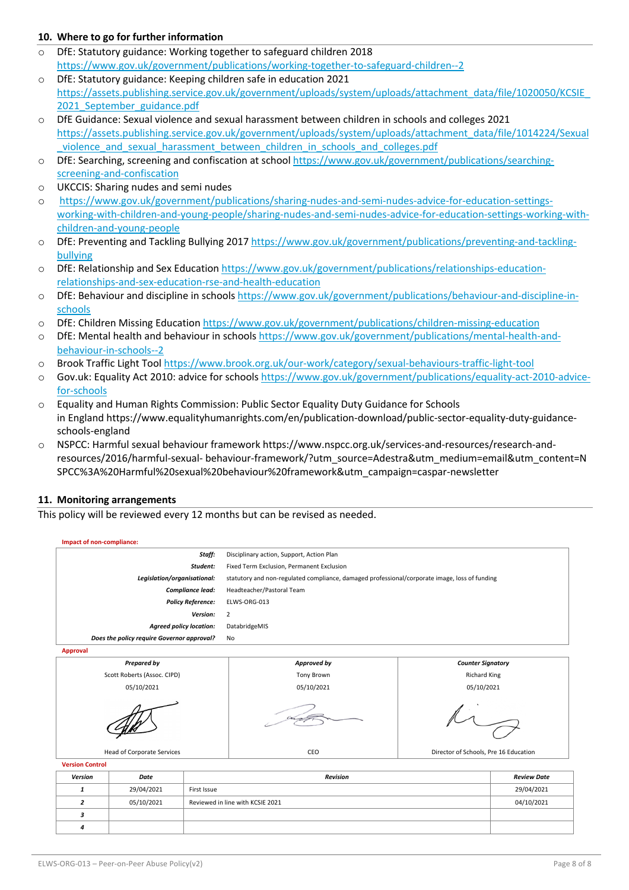## 10. Where to go for further information

- DfE: Statutory guidance: Working together to safeguard children 2018 https://www.gov.uk/government/publications/working-together-to-safeguard-children--2
- DfE: Statutory guidance: Keeping children safe in education 2021 https://assets.publishing.service.gov.uk/government/uploads/system/uploads/attachment_data/file/1020050/KCSIE_2021_September_guidance.pdf
- DfE Guidance: Sexual violence and sexual harassment between children in schools and colleges 2021 https://assets.publishing.service.gov.uk/government/uploads/system/uploads/attachment_data/file/1014224/Sexual_violence_and_sexual_harassment_between_children_in_schools_and_colleges.pdf
- DfE: Searching, screening and confiscation at school https://www.gov.uk/government/publications/searching-screening-and-confiscation
- UKCCIS: Sharing nudes and semi nudes
- https://www.gov.uk/government/publications/sharing-nudes-and-semi-nudes-advice-for-education-settings-working-with-children-and-young-people/sharing-nudes-and-semi-nudes-advice-for-education-settings-working-with-children-and-young-people
- DfE: Preventing and Tackling Bullying 2017 https://www.gov.uk/government/publications/preventing-and-tackling-bullying
- DfE: Relationship and Sex Education https://www.gov.uk/government/publications/relationships-education-relationships-and-sex-education-rse-and-health-education
- DfE: Behaviour and discipline in schools https://www.gov.uk/government/publications/behaviour-and-discipline-in-schools
- DfE: Children Missing Education https://www.gov.uk/government/publications/children-missing-education
- DfE: Mental health and behaviour in schools https://www.gov.uk/government/publications/mental-health-and-behaviour-in-schools--2
- Brook Traffic Light Tool https://www.brook.org.uk/our-work/category/sexual-behaviours-traffic-light-tool
- Gov.uk: Equality Act 2010: advice for schools https://www.gov.uk/government/publications/equality-act-2010-advice-for-schools
- Equality and Human Rights Commission: Public Sector Equality Duty Guidance for Schools in England https://www.equalityhumanrights.com/en/publication-download/public-sector-equality-duty-guidance-schools-england
- NSPCC: Harmful sexual behaviour framework https://www.nspcc.org.uk/services-and-resources/research-and-resources/2016/harmful-sexual- behaviour-framework/?utm_source=Adestra&utm_medium=email&utm_content=NSPCC%3A%20Harmful%20sexual%20behaviour%20framework&utm_campaign=caspar-newsletter

## 11. Monitoring arrangements

This policy will be reviewed every 12 months but can be revised as needed.

**Impact of non-compliance:**

| | |
|---|---|
| ***Staff:*** | Disciplinary action, Support, Action Plan |
| ***Student:*** | Fixed Term Exclusion, Permanent Exclusion |
| ***Legislation/organisational:*** | statutory and non-regulated compliance, damaged professional/corporate image, loss of funding |
| ***Compliance lead:*** | Headteacher/Pastoral Team |
| ***Policy Reference:*** | ELWS-ORG-013 |
| ***Version:*** | 2 |
| ***Agreed policy location:*** | DatabridgeMIS |
| ***Does the policy require Governor approval?*** | No |

**Approval**

| *Prepared by* | *Approved by* | *Counter Signatory* |
|---|---|---|
| Scott Roberts (Assoc. CIPD) | Tony Brown | Richard King |
| 05/10/2021 | 05/10/2021 | 05/10/2021 |
| Head of Corporate Services | CEO | Director of Schools, Pre 16 Education |

**Version Control**

| *Version* | *Date* | *Revision* | *Review Date* |
|---|---|---|---|
| *1* | 29/04/2021 | First Issue | 29/04/2021 |
| *2* | 05/10/2021 | Reviewed in line with KCSIE 2021 | 04/10/2021 |
| *3* | | | |
| *4* | | | |